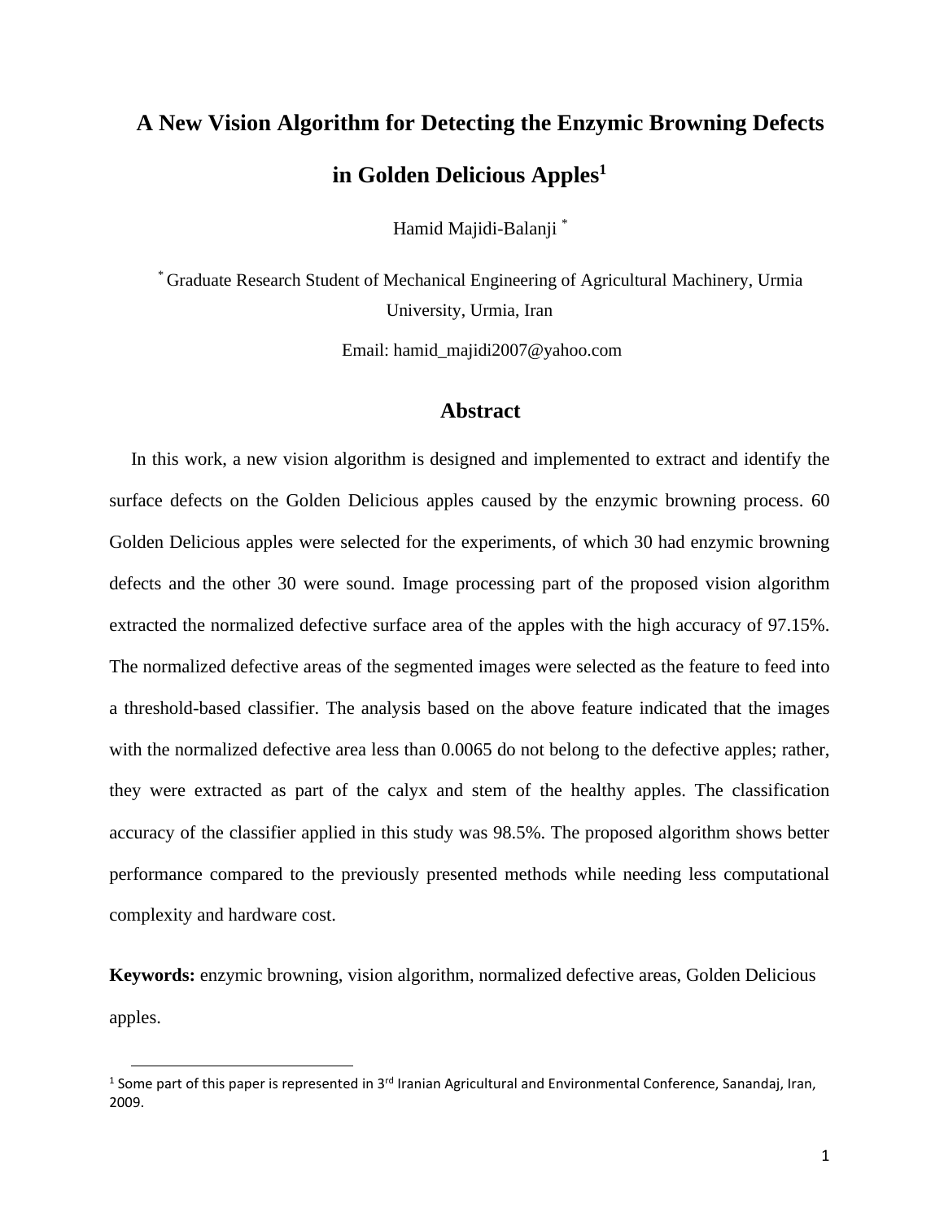# A New Vision Algorithm for Detecting the Enzymic Browning Defects in Golden Delicious Apples[1]

Hamid Majidi-Balanji [*]

[*] Graduate Research Student of Mechanical Engineering of Agricultural Machinery, Urmia University, Urmia, Iran

Email: hamid_majidi2007@yahoo.com

## Abstract

In this work, a new vision algorithm is designed and implemented to extract and identify the surface defects on the Golden Delicious apples caused by the enzymic browning process. 60 Golden Delicious apples were selected for the experiments, of which 30 had enzymic browning defects and the other 30 were sound. Image processing part of the proposed vision algorithm extracted the normalized defective surface area of the apples with the high accuracy of 97.15%. The normalized defective areas of the segmented images were selected as the feature to feed into a threshold-based classifier. The analysis based on the above feature indicated that the images with the normalized defective area less than 0.0065 do not belong to the defective apples; rather, they were extracted as part of the calyx and stem of the healthy apples. The classification accuracy of the classifier applied in this study was 98.5%. The proposed algorithm shows better performance compared to the previously presented methods while needing less computational complexity and hardware cost.

**Keywords:** enzymic browning, vision algorithm, normalized defective areas, Golden Delicious apples.

[1] Some part of this paper is represented in 3rd Iranian Agricultural and Environmental Conference, Sanandaj, Iran, 2009.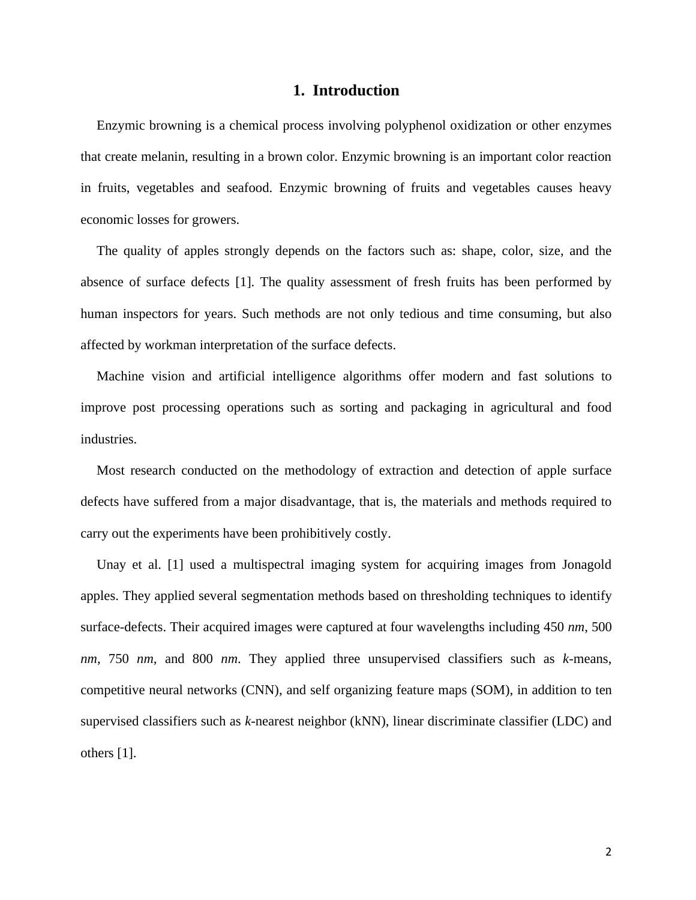# 1. Introduction

Enzymic browning is a chemical process involving polyphenol oxidization or other enzymes that create melanin, resulting in a brown color. Enzymic browning is an important color reaction in fruits, vegetables and seafood. Enzymic browning of fruits and vegetables causes heavy economic losses for growers.

The quality of apples strongly depends on the factors such as: shape, color, size, and the absence of surface defects [1]. The quality assessment of fresh fruits has been performed by human inspectors for years. Such methods are not only tedious and time consuming, but also affected by workman interpretation of the surface defects.

Machine vision and artificial intelligence algorithms offer modern and fast solutions to improve post processing operations such as sorting and packaging in agricultural and food industries.

Most research conducted on the methodology of extraction and detection of apple surface defects have suffered from a major disadvantage, that is, the materials and methods required to carry out the experiments have been prohibitively costly.

Unay et al. [1] used a multispectral imaging system for acquiring images from Jonagold apples. They applied several segmentation methods based on thresholding techniques to identify surface-defects. Their acquired images were captured at four wavelengths including 450 *nm*, 500 *nm*, 750 *nm*, and 800 *nm*. They applied three unsupervised classifiers such as *k*-means, competitive neural networks (CNN), and self organizing feature maps (SOM), in addition to ten supervised classifiers such as *k*-nearest neighbor (kNN), linear discriminate classifier (LDC) and others [1].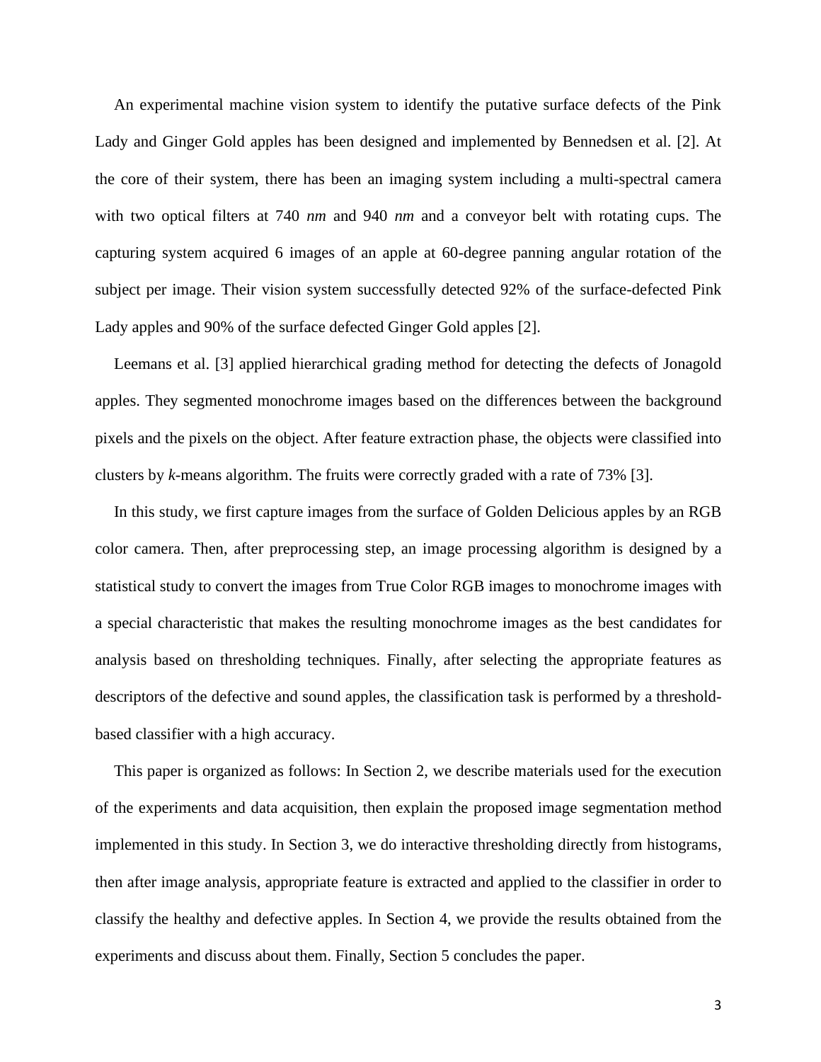An experimental machine vision system to identify the putative surface defects of the Pink Lady and Ginger Gold apples has been designed and implemented by Bennedsen et al. [2]. At the core of their system, there has been an imaging system including a multi-spectral camera with two optical filters at 740 *nm* and 940 *nm* and a conveyor belt with rotating cups. The capturing system acquired 6 images of an apple at 60-degree panning angular rotation of the subject per image. Their vision system successfully detected 92% of the surface-defected Pink Lady apples and 90% of the surface defected Ginger Gold apples [2].

Leemans et al. [3] applied hierarchical grading method for detecting the defects of Jonagold apples. They segmented monochrome images based on the differences between the background pixels and the pixels on the object. After feature extraction phase, the objects were classified into clusters by *k*-means algorithm. The fruits were correctly graded with a rate of 73% [3].

In this study, we first capture images from the surface of Golden Delicious apples by an RGB color camera. Then, after preprocessing step, an image processing algorithm is designed by a statistical study to convert the images from True Color RGB images to monochrome images with a special characteristic that makes the resulting monochrome images as the best candidates for analysis based on thresholding techniques. Finally, after selecting the appropriate features as descriptors of the defective and sound apples, the classification task is performed by a threshold-based classifier with a high accuracy.

This paper is organized as follows: In Section 2, we describe materials used for the execution of the experiments and data acquisition, then explain the proposed image segmentation method implemented in this study. In Section 3, we do interactive thresholding directly from histograms, then after image analysis, appropriate feature is extracted and applied to the classifier in order to classify the healthy and defective apples. In Section 4, we provide the results obtained from the experiments and discuss about them. Finally, Section 5 concludes the paper.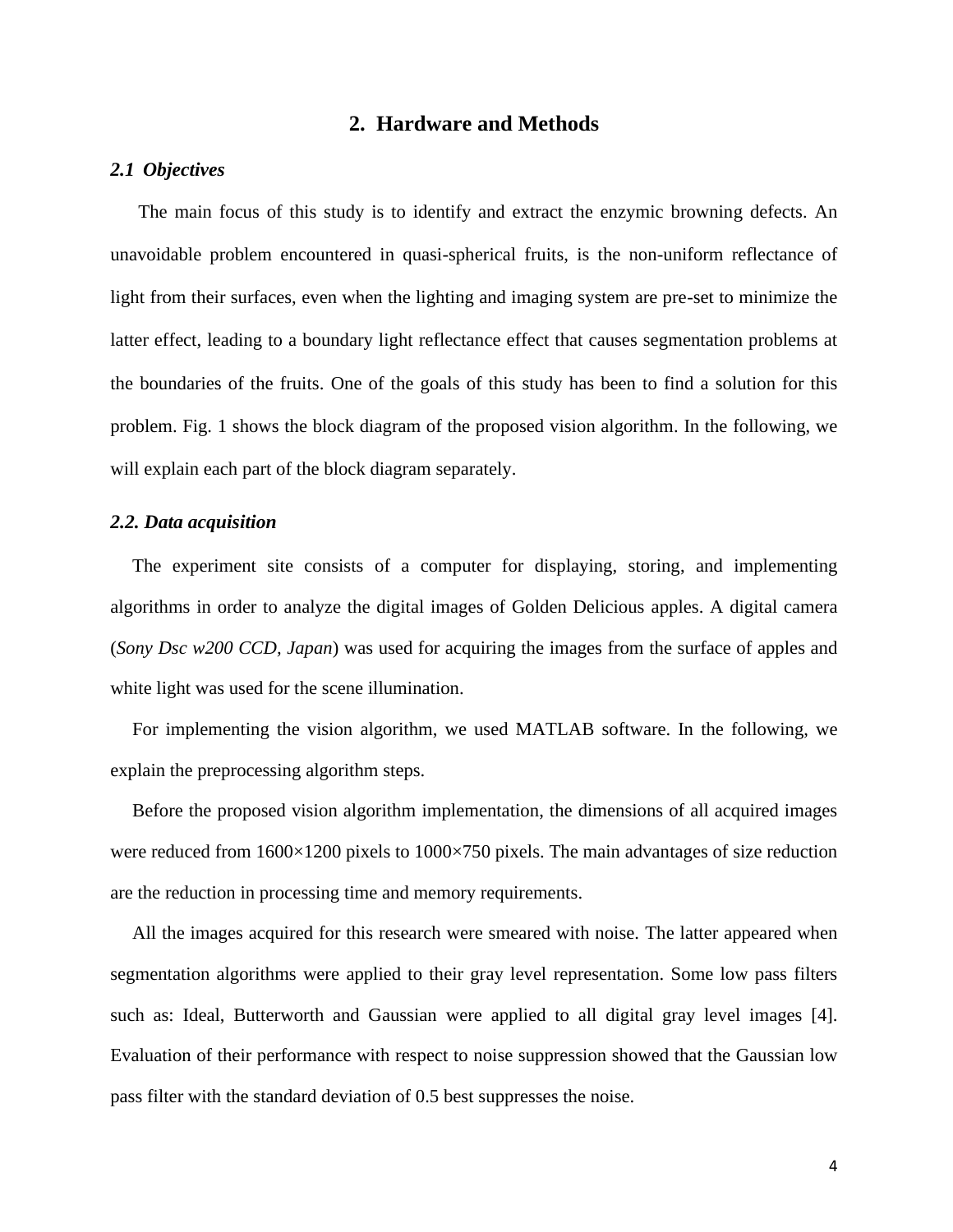## 2. Hardware and Methods

### *2.1 Objectives*

The main focus of this study is to identify and extract the enzymic browning defects. An unavoidable problem encountered in quasi-spherical fruits, is the non-uniform reflectance of light from their surfaces, even when the lighting and imaging system are pre-set to minimize the latter effect, leading to a boundary light reflectance effect that causes segmentation problems at the boundaries of the fruits. One of the goals of this study has been to find a solution for this problem. Fig. 1 shows the block diagram of the proposed vision algorithm. In the following, we will explain each part of the block diagram separately.

### *2.2. Data acquisition*

The experiment site consists of a computer for displaying, storing, and implementing algorithms in order to analyze the digital images of Golden Delicious apples. A digital camera (*Sony Dsc w200 CCD, Japan*) was used for acquiring the images from the surface of apples and white light was used for the scene illumination.

For implementing the vision algorithm, we used MATLAB software. In the following, we explain the preprocessing algorithm steps.

Before the proposed vision algorithm implementation, the dimensions of all acquired images were reduced from 1600×1200 pixels to 1000×750 pixels. The main advantages of size reduction are the reduction in processing time and memory requirements.

All the images acquired for this research were smeared with noise. The latter appeared when segmentation algorithms were applied to their gray level representation. Some low pass filters such as: Ideal, Butterworth and Gaussian were applied to all digital gray level images [4]. Evaluation of their performance with respect to noise suppression showed that the Gaussian low pass filter with the standard deviation of 0.5 best suppresses the noise.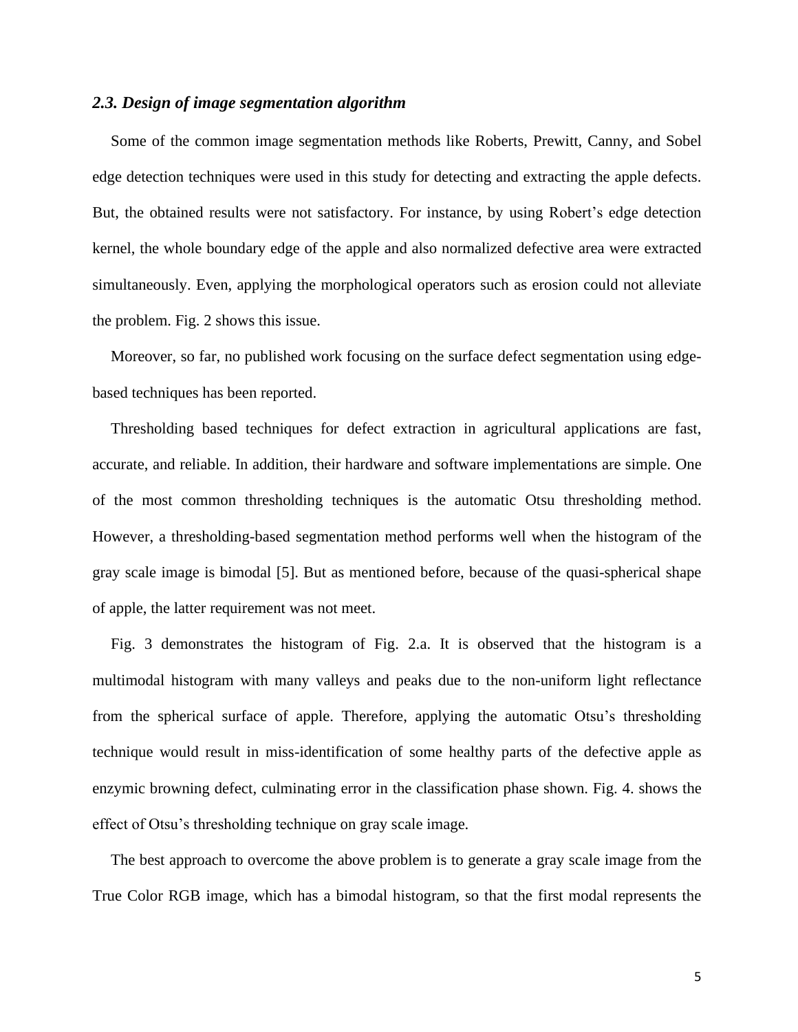### *2.3. Design of image segmentation algorithm*

Some of the common image segmentation methods like Roberts, Prewitt, Canny, and Sobel edge detection techniques were used in this study for detecting and extracting the apple defects. But, the obtained results were not satisfactory. For instance, by using Robert's edge detection kernel, the whole boundary edge of the apple and also normalized defective area were extracted simultaneously. Even, applying the morphological operators such as erosion could not alleviate the problem. Fig. 2 shows this issue.

Moreover, so far, no published work focusing on the surface defect segmentation using edge-based techniques has been reported.

Thresholding based techniques for defect extraction in agricultural applications are fast, accurate, and reliable. In addition, their hardware and software implementations are simple. One of the most common thresholding techniques is the automatic Otsu thresholding method. However, a thresholding-based segmentation method performs well when the histogram of the gray scale image is bimodal [5]. But as mentioned before, because of the quasi-spherical shape of apple, the latter requirement was not meet.

Fig. 3 demonstrates the histogram of Fig. 2.a. It is observed that the histogram is a multimodal histogram with many valleys and peaks due to the non-uniform light reflectance from the spherical surface of apple. Therefore, applying the automatic Otsu's thresholding technique would result in miss-identification of some healthy parts of the defective apple as enzymic browning defect, culminating error in the classification phase shown. Fig. 4. shows the effect of Otsu's thresholding technique on gray scale image.

The best approach to overcome the above problem is to generate a gray scale image from the True Color RGB image, which has a bimodal histogram, so that the first modal represents the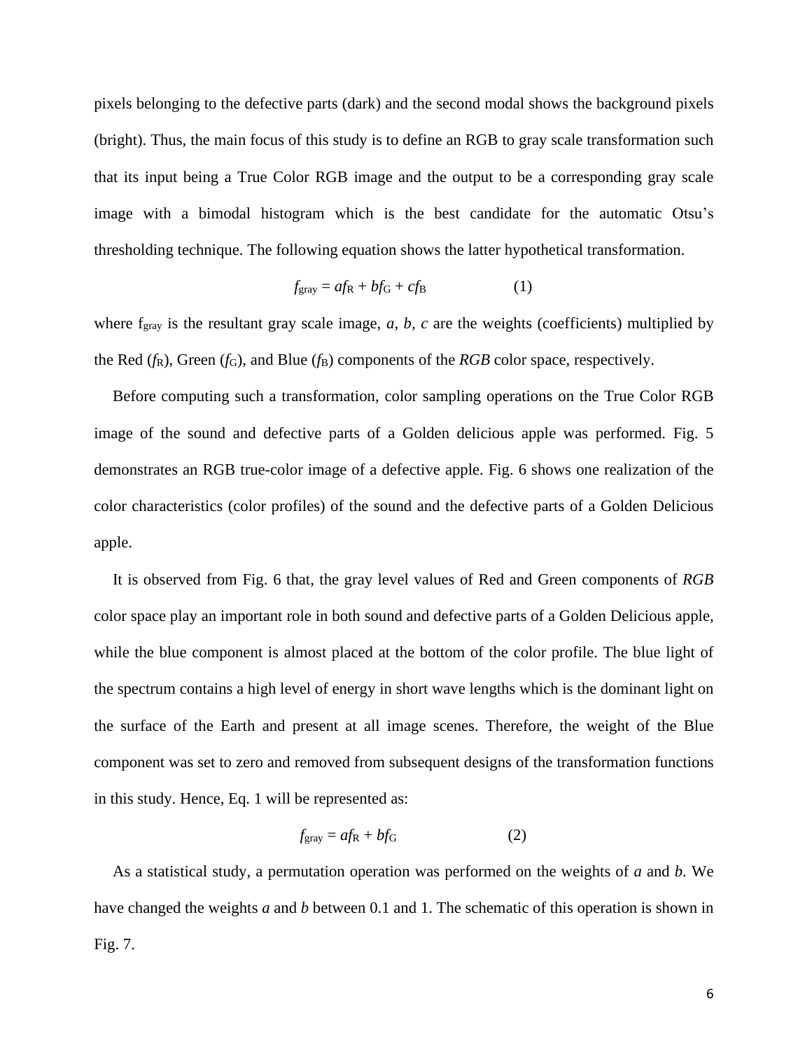pixels belonging to the defective parts (dark) and the second modal shows the background pixels (bright). Thus, the main focus of this study is to define an RGB to gray scale transformation such that its input being a True Color RGB image and the output to be a corresponding gray scale image with a bimodal histogram which is the best candidate for the automatic Otsu's thresholding technique. The following equation shows the latter hypothetical transformation.

$$f_{\text{gray}} = af_{\text{R}} + bf_{\text{G}} + cf_{\text{B}} \qquad (1)$$

where $f_{\text{gray}}$ is the resultant gray scale image, *a, b, c* are the weights (coefficients) multiplied by the Red ($f_{\text{R}}$), Green ($f_{\text{G}}$), and Blue ($f_{\text{B}}$) components of the *RGB* color space, respectively.

Before computing such a transformation, color sampling operations on the True Color RGB image of the sound and defective parts of a Golden delicious apple was performed. Fig. 5 demonstrates an RGB true-color image of a defective apple. Fig. 6 shows one realization of the color characteristics (color profiles) of the sound and the defective parts of a Golden Delicious apple.

It is observed from Fig. 6 that, the gray level values of Red and Green components of *RGB* color space play an important role in both sound and defective parts of a Golden Delicious apple, while the blue component is almost placed at the bottom of the color profile. The blue light of the spectrum contains a high level of energy in short wave lengths which is the dominant light on the surface of the Earth and present at all image scenes. Therefore, the weight of the Blue component was set to zero and removed from subsequent designs of the transformation functions in this study. Hence, Eq. 1 will be represented as:

$$f_{\text{gray}} = af_{\text{R}} + bf_{\text{G}} \qquad (2)$$

As a statistical study, a permutation operation was performed on the weights of *a* and *b*. We have changed the weights *a* and *b* between 0.1 and 1. The schematic of this operation is shown in Fig. 7.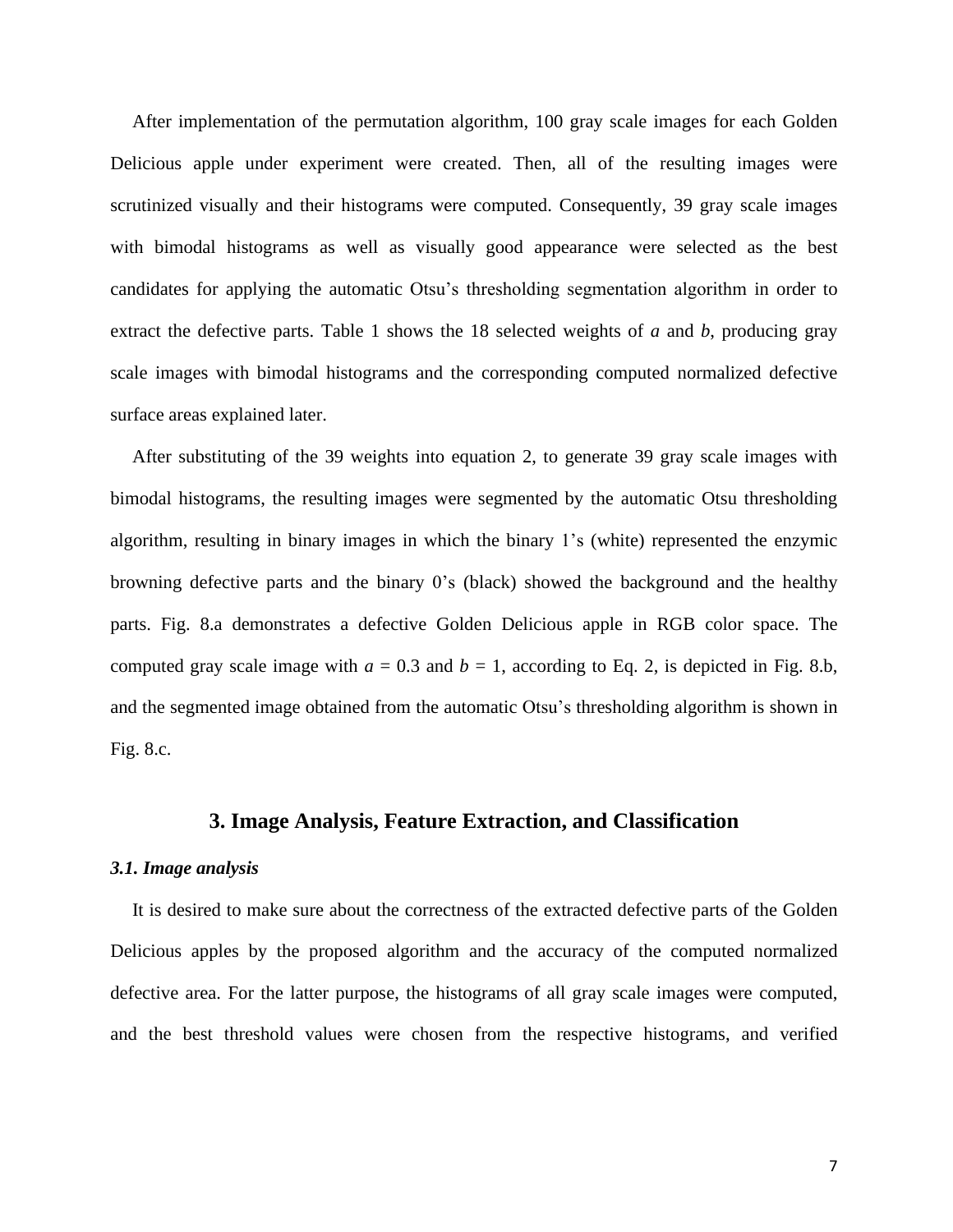After implementation of the permutation algorithm, 100 gray scale images for each Golden Delicious apple under experiment were created. Then, all of the resulting images were scrutinized visually and their histograms were computed. Consequently, 39 gray scale images with bimodal histograms as well as visually good appearance were selected as the best candidates for applying the automatic Otsu's thresholding segmentation algorithm in order to extract the defective parts. Table 1 shows the 18 selected weights of *a* and *b*, producing gray scale images with bimodal histograms and the corresponding computed normalized defective surface areas explained later.

After substituting of the 39 weights into equation 2, to generate 39 gray scale images with bimodal histograms, the resulting images were segmented by the automatic Otsu thresholding algorithm, resulting in binary images in which the binary 1's (white) represented the enzymic browning defective parts and the binary 0's (black) showed the background and the healthy parts. Fig. 8.a demonstrates a defective Golden Delicious apple in RGB color space. The computed gray scale image with $a = 0.3$ and $b = 1$, according to Eq. 2, is depicted in Fig. 8.b, and the segmented image obtained from the automatic Otsu's thresholding algorithm is shown in Fig. 8.c.

## 3. Image Analysis, Feature Extraction, and Classification

### *3.1. Image analysis*

It is desired to make sure about the correctness of the extracted defective parts of the Golden Delicious apples by the proposed algorithm and the accuracy of the computed normalized defective area. For the latter purpose, the histograms of all gray scale images were computed, and the best threshold values were chosen from the respective histograms, and verified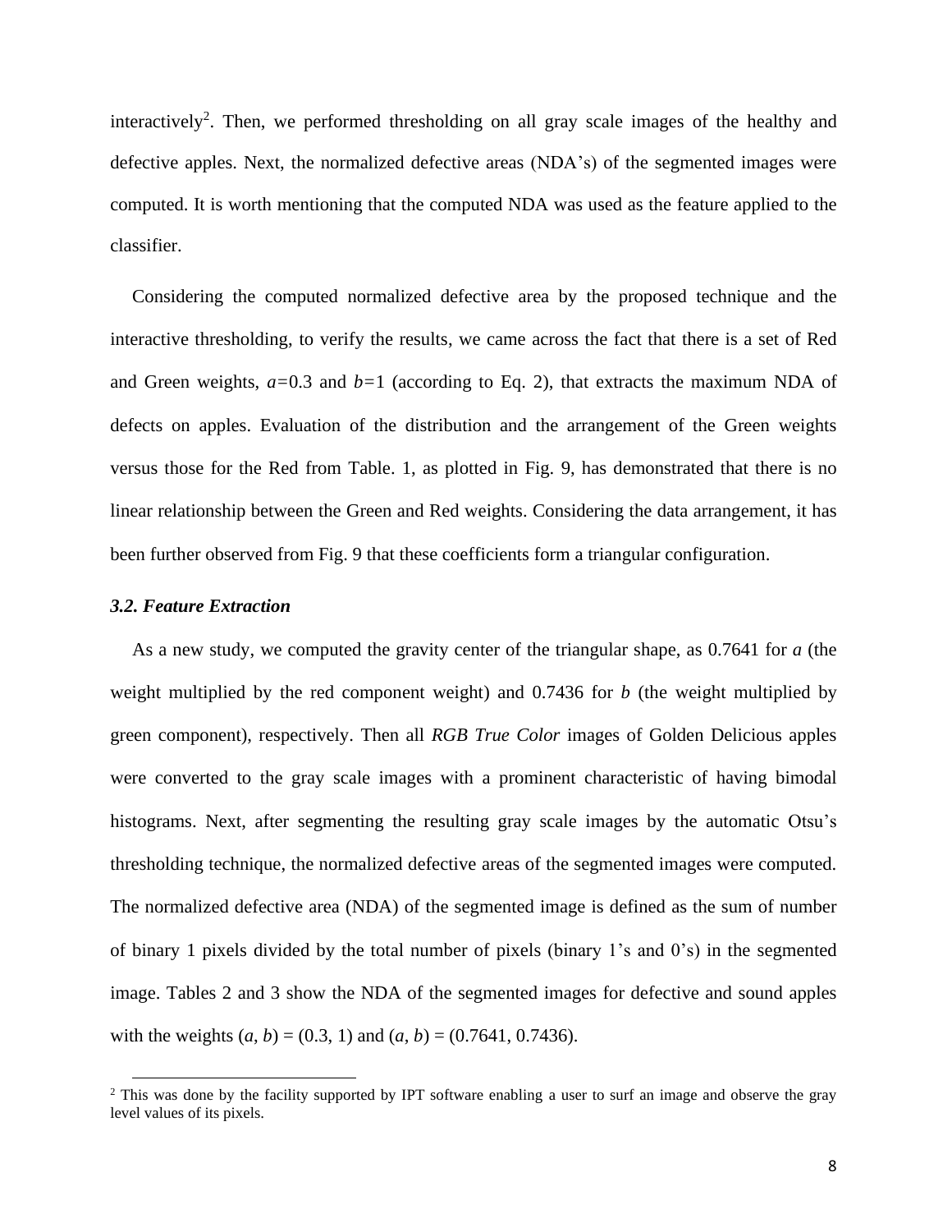interactively[2]. Then, we performed thresholding on all gray scale images of the healthy and defective apples. Next, the normalized defective areas (NDA's) of the segmented images were computed. It is worth mentioning that the computed NDA was used as the feature applied to the classifier.

Considering the computed normalized defective area by the proposed technique and the interactive thresholding, to verify the results, we came across the fact that there is a set of Red and Green weights, $a=0.3$ and $b=1$ (according to Eq. 2), that extracts the maximum NDA of defects on apples. Evaluation of the distribution and the arrangement of the Green weights versus those for the Red from Table. 1, as plotted in Fig. 9, has demonstrated that there is no linear relationship between the Green and Red weights. Considering the data arrangement, it has been further observed from Fig. 9 that these coefficients form a triangular configuration.

### *3.2. Feature Extraction*

As a new study, we computed the gravity center of the triangular shape, as 0.7641 for $a$ (the weight multiplied by the red component weight) and 0.7436 for $b$ (the weight multiplied by green component), respectively. Then all *RGB True Color* images of Golden Delicious apples were converted to the gray scale images with a prominent characteristic of having bimodal histograms. Next, after segmenting the resulting gray scale images by the automatic Otsu's thresholding technique, the normalized defective areas of the segmented images were computed. The normalized defective area (NDA) of the segmented image is defined as the sum of number of binary 1 pixels divided by the total number of pixels (binary 1's and 0's) in the segmented image. Tables 2 and 3 show the NDA of the segmented images for defective and sound apples with the weights $(a, b) = (0.3, 1)$ and $(a, b) = (0.7641, 0.7436)$.

[2] This was done by the facility supported by IPT software enabling a user to surf an image and observe the gray level values of its pixels.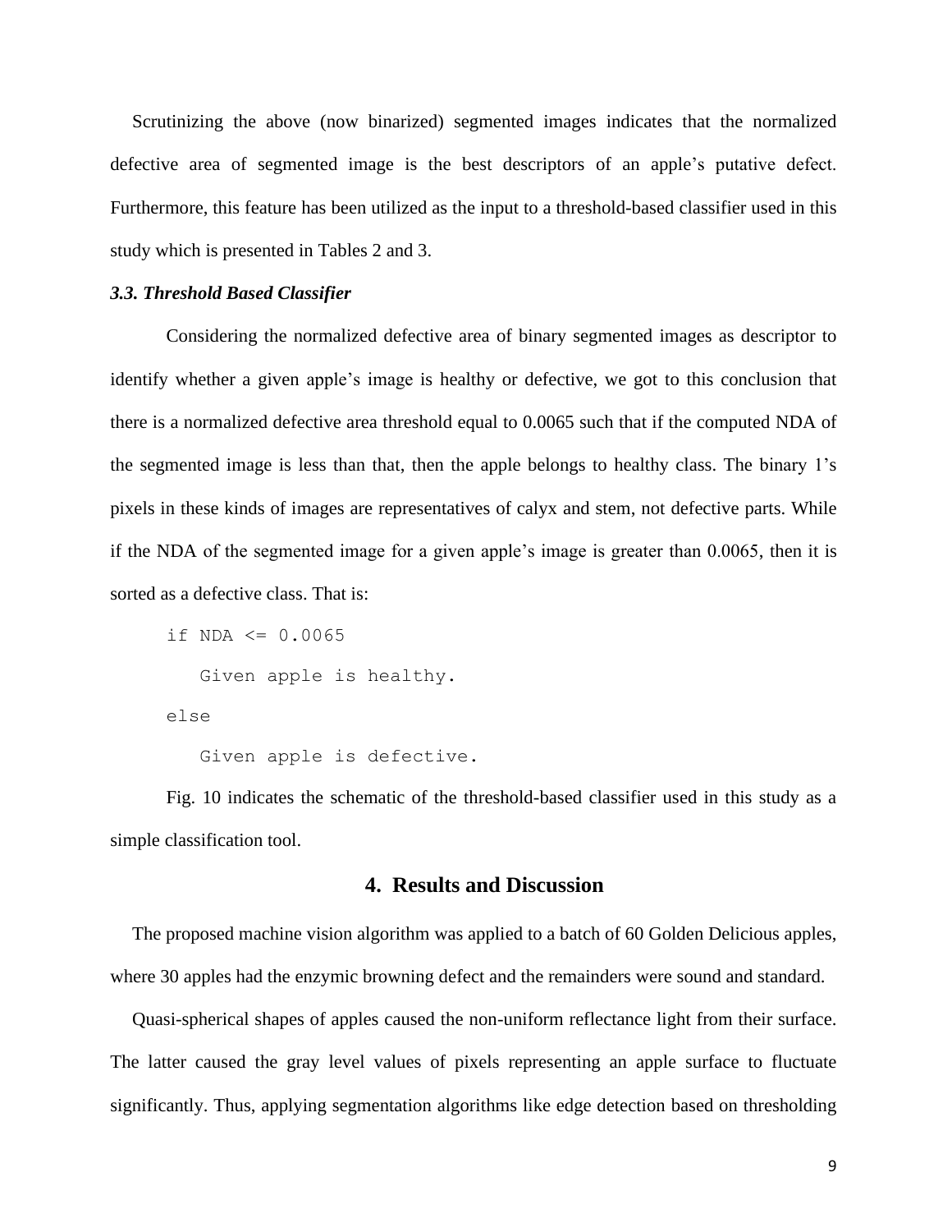Scrutinizing the above (now binarized) segmented images indicates that the normalized defective area of segmented image is the best descriptors of an apple's putative defect. Furthermore, this feature has been utilized as the input to a threshold-based classifier used in this study which is presented in Tables 2 and 3.

### *3.3. Threshold Based Classifier*

Considering the normalized defective area of binary segmented images as descriptor to identify whether a given apple's image is healthy or defective, we got to this conclusion that there is a normalized defective area threshold equal to 0.0065 such that if the computed NDA of the segmented image is less than that, then the apple belongs to healthy class. The binary 1's pixels in these kinds of images are representatives of calyx and stem, not defective parts. While if the NDA of the segmented image for a given apple's image is greater than 0.0065, then it is sorted as a defective class. That is:

```
if NDA <= 0.0065
   Given apple is healthy.
else
   Given apple is defective.
```

Fig. 10 indicates the schematic of the threshold-based classifier used in this study as a simple classification tool.

## 4. Results and Discussion

The proposed machine vision algorithm was applied to a batch of 60 Golden Delicious apples, where 30 apples had the enzymic browning defect and the remainders were sound and standard.

Quasi-spherical shapes of apples caused the non-uniform reflectance light from their surface. The latter caused the gray level values of pixels representing an apple surface to fluctuate significantly. Thus, applying segmentation algorithms like edge detection based on thresholding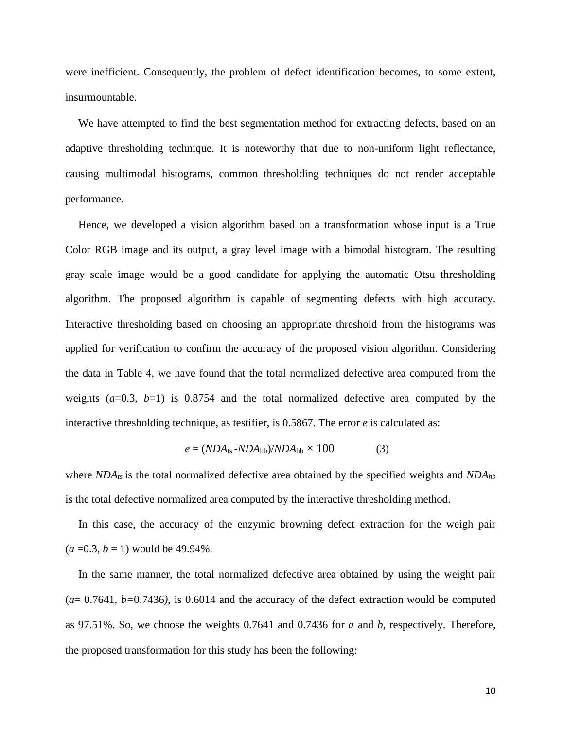were inefficient. Consequently, the problem of defect identification becomes, to some extent, insurmountable.

We have attempted to find the best segmentation method for extracting defects, based on an adaptive thresholding technique. It is noteworthy that due to non-uniform light reflectance, causing multimodal histograms, common thresholding techniques do not render acceptable performance.

Hence, we developed a vision algorithm based on a transformation whose input is a True Color RGB image and its output, a gray level image with a bimodal histogram. The resulting gray scale image would be a good candidate for applying the automatic Otsu thresholding algorithm. The proposed algorithm is capable of segmenting defects with high accuracy. Interactive thresholding based on choosing an appropriate threshold from the histograms was applied for verification to confirm the accuracy of the proposed vision algorithm. Considering the data in Table 4, we have found that the total normalized defective area computed from the weights ($a$=0.3, $b$=1) is 0.8754 and the total normalized defective area computed by the interactive thresholding technique, as testifier, is 0.5867. The error $e$ is calculated as:

$$e = (NDA_{ts} - NDA_{hb})/NDA_{hb} \times 100 \qquad (3)$$

where $NDA_{ts}$ is the total normalized defective area obtained by the specified weights and $NDA_{hb}$ is the total defective normalized area computed by the interactive thresholding method.

In this case, the accuracy of the enzymic browning defect extraction for the weigh pair ($a$ =0.3, $b$ = 1) would be 49.94%.

In the same manner, the total normalized defective area obtained by using the weight pair ($a$= 0.7641, $b$=0.7436), is 0.6014 and the accuracy of the defect extraction would be computed as 97.51%. So, we choose the weights 0.7641 and 0.7436 for $a$ and $b$, respectively. Therefore, the proposed transformation for this study has been the following: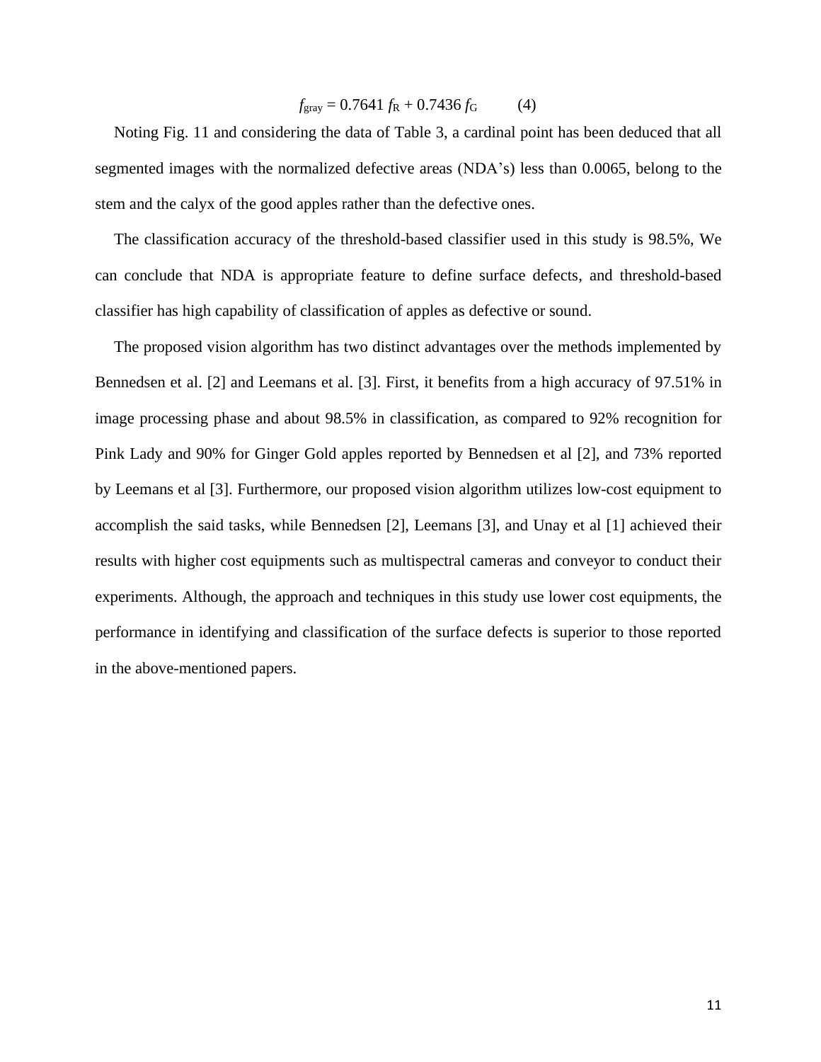$$f_{gray} = 0.7641\, f_R + 0.7436\, f_G \qquad (4)$$

Noting Fig. 11 and considering the data of Table 3, a cardinal point has been deduced that all segmented images with the normalized defective areas (NDA's) less than 0.0065, belong to the stem and the calyx of the good apples rather than the defective ones.

The classification accuracy of the threshold-based classifier used in this study is 98.5%, We can conclude that NDA is appropriate feature to define surface defects, and threshold-based classifier has high capability of classification of apples as defective or sound.

The proposed vision algorithm has two distinct advantages over the methods implemented by Bennedsen et al. [2] and Leemans et al. [3]. First, it benefits from a high accuracy of 97.51% in image processing phase and about 98.5% in classification, as compared to 92% recognition for Pink Lady and 90% for Ginger Gold apples reported by Bennedsen et al [2], and 73% reported by Leemans et al [3]. Furthermore, our proposed vision algorithm utilizes low-cost equipment to accomplish the said tasks, while Bennedsen [2], Leemans [3], and Unay et al [1] achieved their results with higher cost equipments such as multispectral cameras and conveyor to conduct their experiments. Although, the approach and techniques in this study use lower cost equipments, the performance in identifying and classification of the surface defects is superior to those reported in the above-mentioned papers.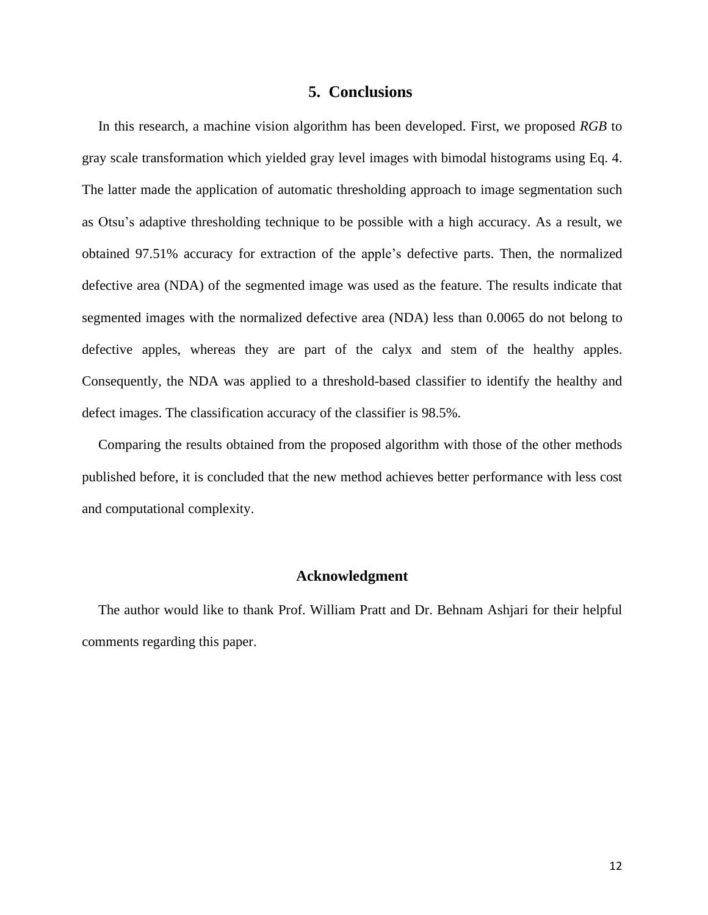## 5. Conclusions

In this research, a machine vision algorithm has been developed. First, we proposed *RGB* to gray scale transformation which yielded gray level images with bimodal histograms using Eq. 4. The latter made the application of automatic thresholding approach to image segmentation such as Otsu's adaptive thresholding technique to be possible with a high accuracy. As a result, we obtained 97.51% accuracy for extraction of the apple's defective parts. Then, the normalized defective area (NDA) of the segmented image was used as the feature. The results indicate that segmented images with the normalized defective area (NDA) less than 0.0065 do not belong to defective apples, whereas they are part of the calyx and stem of the healthy apples. Consequently, the NDA was applied to a threshold-based classifier to identify the healthy and defect images. The classification accuracy of the classifier is 98.5%.

Comparing the results obtained from the proposed algorithm with those of the other methods published before, it is concluded that the new method achieves better performance with less cost and computational complexity.

## Acknowledgment

The author would like to thank Prof. William Pratt and Dr. Behnam Ashjari for their helpful comments regarding this paper.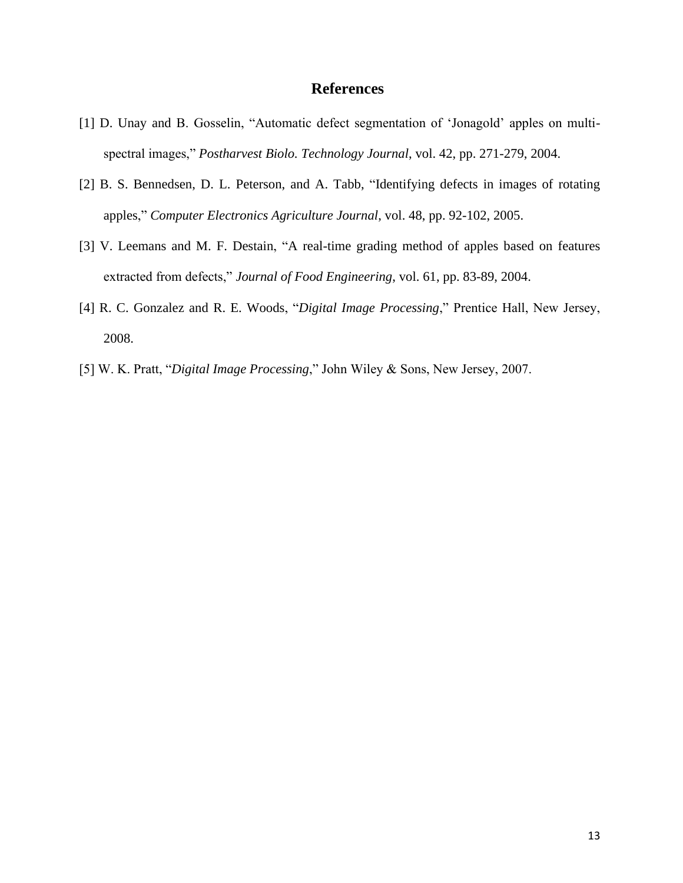## References

[1] D. Unay and B. Gosselin, "Automatic defect segmentation of 'Jonagold' apples on multi-spectral images," *Postharvest Biolo. Technology Journal*, vol. 42, pp. 271-279, 2004.

[2] B. S. Bennedsen, D. L. Peterson, and A. Tabb, "Identifying defects in images of rotating apples," *Computer Electronics Agriculture Journal*, vol. 48, pp. 92-102, 2005.

[3] V. Leemans and M. F. Destain, "A real-time grading method of apples based on features extracted from defects," *Journal of Food Engineering*, vol. 61, pp. 83-89, 2004.

[4] R. C. Gonzalez and R. E. Woods, "*Digital Image Processing*," Prentice Hall, New Jersey, 2008.

[5] W. K. Pratt, "*Digital Image Processing*," John Wiley & Sons, New Jersey, 2007.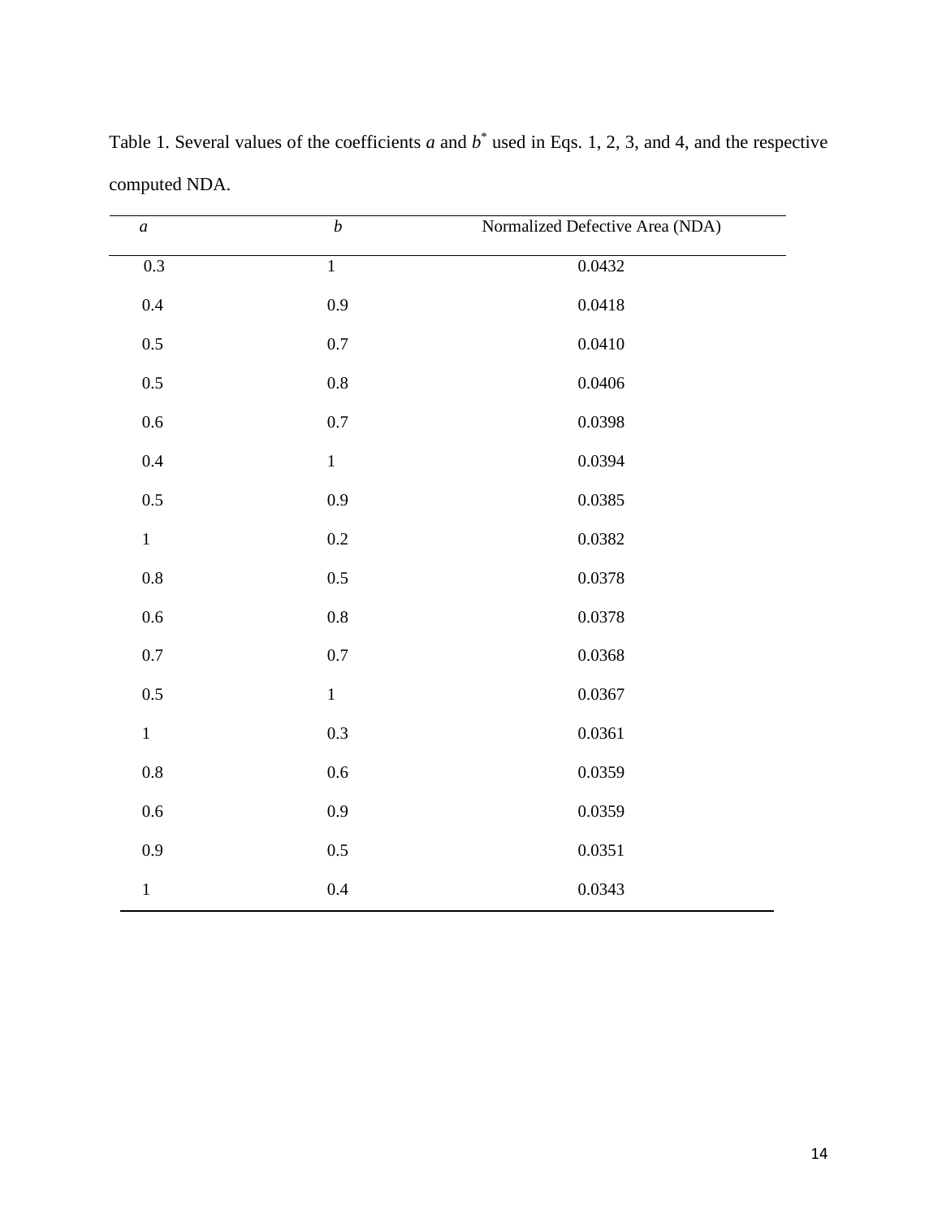Table 1. Several values of the coefficients *a* and $b^*$ used in Eqs. 1, 2, 3, and 4, and the respective computed NDA.

| *a* | *b* | Normalized Defective Area (NDA) |
|---|---|---|
| 0.3 | 1 | 0.0432 |
| 0.4 | 0.9 | 0.0418 |
| 0.5 | 0.7 | 0.0410 |
| 0.5 | 0.8 | 0.0406 |
| 0.6 | 0.7 | 0.0398 |
| 0.4 | 1 | 0.0394 |
| 0.5 | 0.9 | 0.0385 |
| 1 | 0.2 | 0.0382 |
| 0.8 | 0.5 | 0.0378 |
| 0.6 | 0.8 | 0.0378 |
| 0.7 | 0.7 | 0.0368 |
| 0.5 | 1 | 0.0367 |
| 1 | 0.3 | 0.0361 |
| 0.8 | 0.6 | 0.0359 |
| 0.6 | 0.9 | 0.0359 |
| 0.9 | 0.5 | 0.0351 |
| 1 | 0.4 | 0.0343 |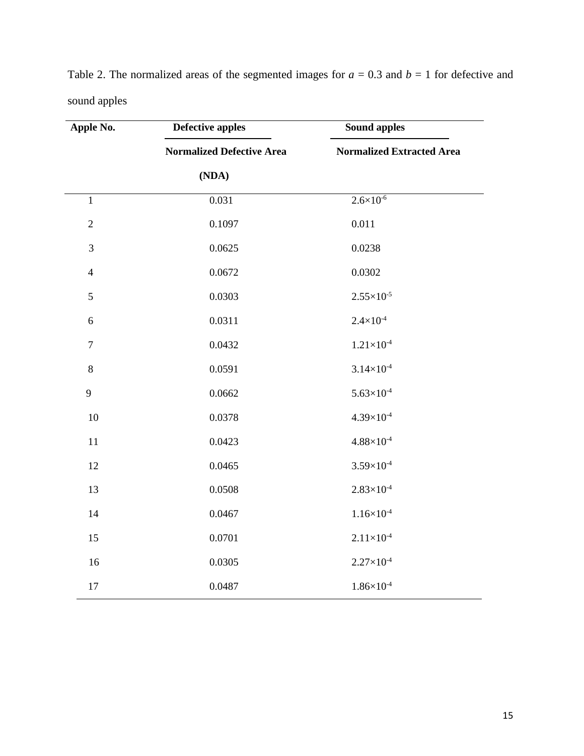Table 2. The normalized areas of the segmented images for $a$ = 0.3 and $b$ = 1 for defective and sound apples

| Apple No. | Defective apples | Sound apples |
|---|---|---|
| | **Normalized Defective Area (NDA)** | **Normalized Extracted Area** |
| 1 | 0.031 | $2.6\times10^{-6}$ |
| 2 | 0.1097 | 0.011 |
| 3 | 0.0625 | 0.0238 |
| 4 | 0.0672 | 0.0302 |
| 5 | 0.0303 | $2.55\times10^{-5}$ |
| 6 | 0.0311 | $2.4\times10^{-4}$ |
| 7 | 0.0432 | $1.21\times10^{-4}$ |
| 8 | 0.0591 | $3.14\times10^{-4}$ |
| 9 | 0.0662 | $5.63\times10^{-4}$ |
| 10 | 0.0378 | $4.39\times10^{-4}$ |
| 11 | 0.0423 | $4.88\times10^{-4}$ |
| 12 | 0.0465 | $3.59\times10^{-4}$ |
| 13 | 0.0508 | $2.83\times10^{-4}$ |
| 14 | 0.0467 | $1.16\times10^{-4}$ |
| 15 | 0.0701 | $2.11\times10^{-4}$ |
| 16 | 0.0305 | $2.27\times10^{-4}$ |
| 17 | 0.0487 | $1.86\times10^{-4}$ |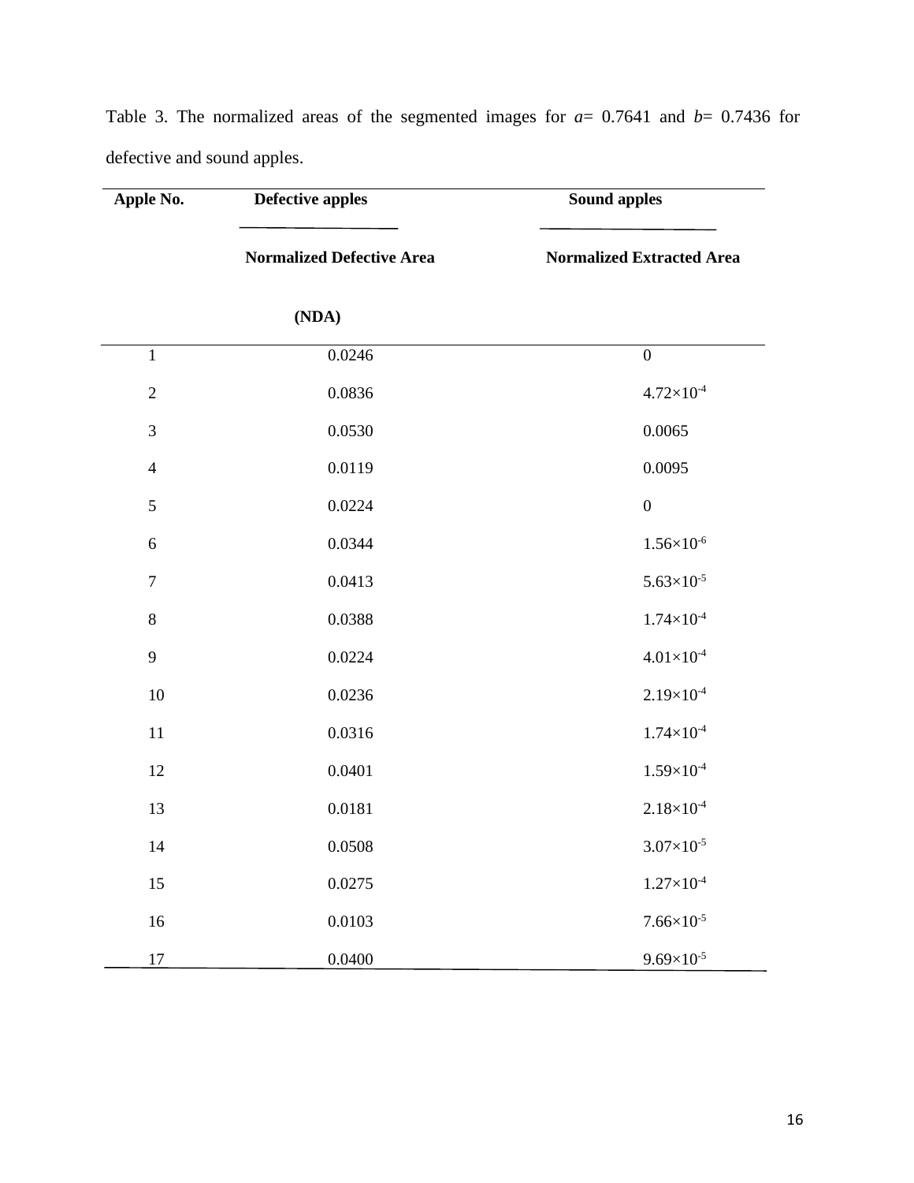Table 3. The normalized areas of the segmented images for $a$= 0.7641 and $b$= 0.7436 for defective and sound apples.

| **Apple No.** | **Defective apples** | **Sound apples** |
|---|---|---|
| | **Normalized Defective Area (NDA)** | **Normalized Extracted Area** |
| 1 | 0.0246 | 0 |
| 2 | 0.0836 | $4.72\times10^{-4}$ |
| 3 | 0.0530 | 0.0065 |
| 4 | 0.0119 | 0.0095 |
| 5 | 0.0224 | 0 |
| 6 | 0.0344 | $1.56\times10^{-6}$ |
| 7 | 0.0413 | $5.63\times10^{-5}$ |
| 8 | 0.0388 | $1.74\times10^{-4}$ |
| 9 | 0.0224 | $4.01\times10^{-4}$ |
| 10 | 0.0236 | $2.19\times10^{-4}$ |
| 11 | 0.0316 | $1.74\times10^{-4}$ |
| 12 | 0.0401 | $1.59\times10^{-4}$ |
| 13 | 0.0181 | $2.18\times10^{-4}$ |
| 14 | 0.0508 | $3.07\times10^{-5}$ |
| 15 | 0.0275 | $1.27\times10^{-4}$ |
| 16 | 0.0103 | $7.66\times10^{-5}$ |
| 17 | 0.0400 | $9.69\times10^{-5}$ |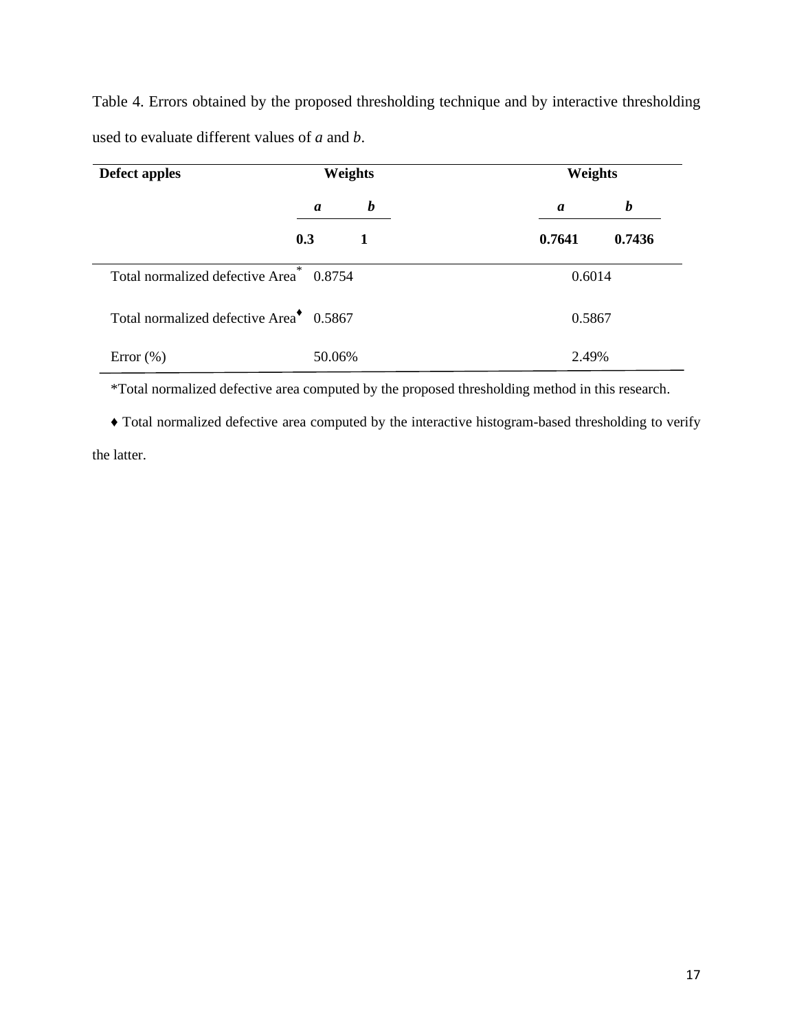Table 4. Errors obtained by the proposed thresholding technique and by interactive thresholding used to evaluate different values of *a* and *b*.

| **Defect apples** | **Weights** | | **Weights** | |
|---|---|---|---|---|
| | ***a*** | ***b*** | ***a*** | ***b*** |
| | **0.3** | **1** | **0.7641** | **0.7436** |
| Total normalized defective Area* | 0.8754 | | 0.6014 | |
| Total normalized defective Area♦ | 0.5867 | | 0.5867 | |
| Error (%) | 50.06% | | 2.49% | |

*Total normalized defective area computed by the proposed thresholding method in this research.

♦ Total normalized defective area computed by the interactive histogram-based thresholding to verify the latter.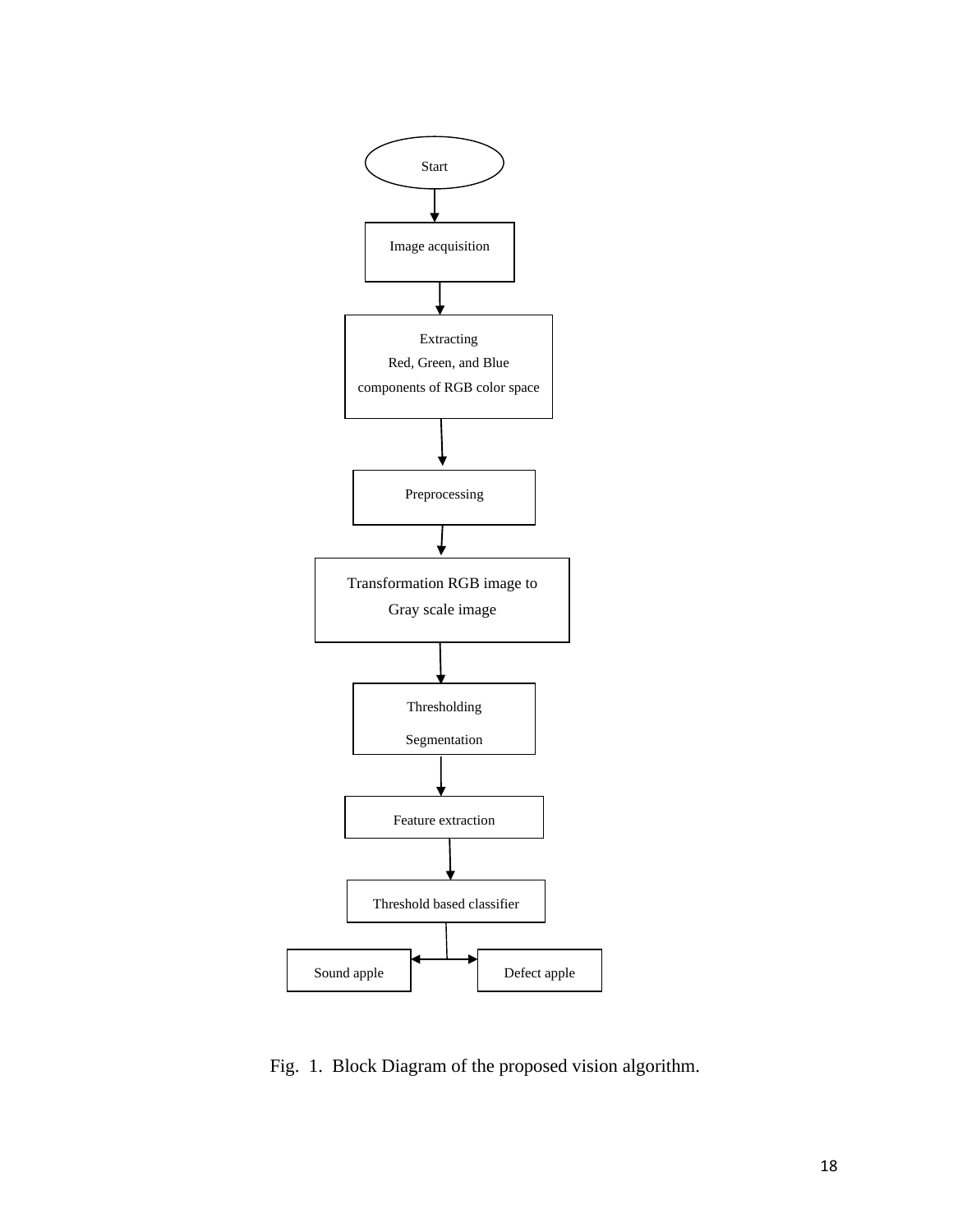Start

Image acquisition

Extracting
Red, Green, and Blue
components of RGB color space

Preprocessing

Transformation RGB image to
Gray scale image

Thresholding
Segmentation

Feature extraction

Threshold based classifier

Sound apple | Defect apple

Fig. 1. Block Diagram of the proposed vision algorithm.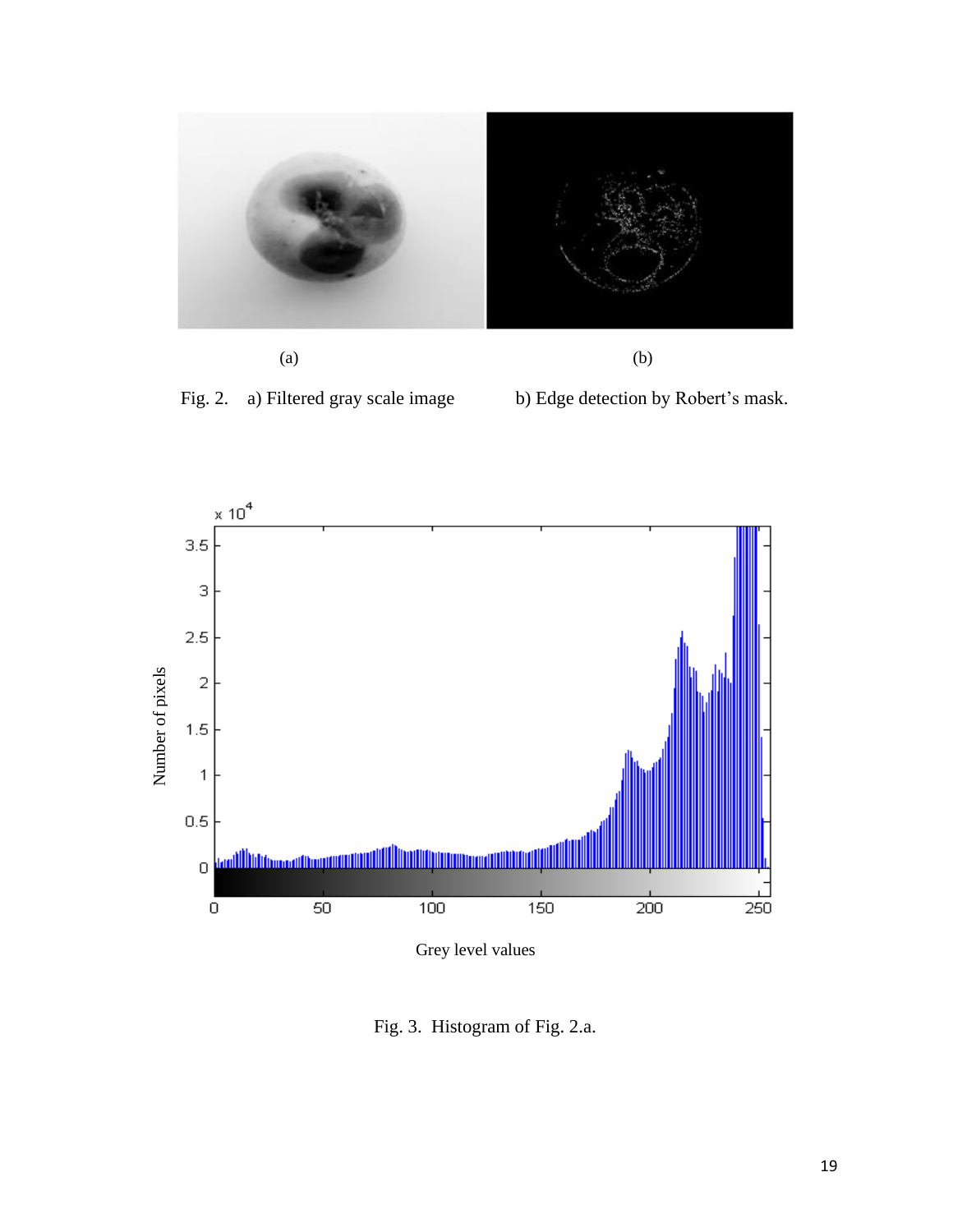(a)

(b)

Fig. 2. a) Filtered gray scale image b) Edge detection by Robert's mask.

Fig. 3. Histogram of Fig. 2.a.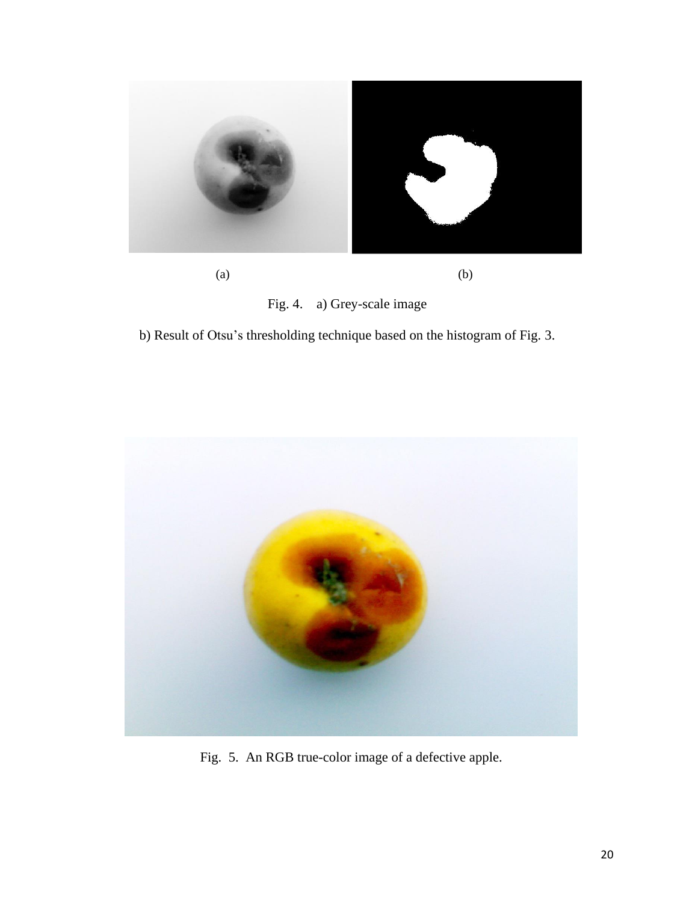(a)

(b)

Fig. 4. a) Grey-scale image

b) Result of Otsu's thresholding technique based on the histogram of Fig. 3.

Fig. 5. An RGB true-color image of a defective apple.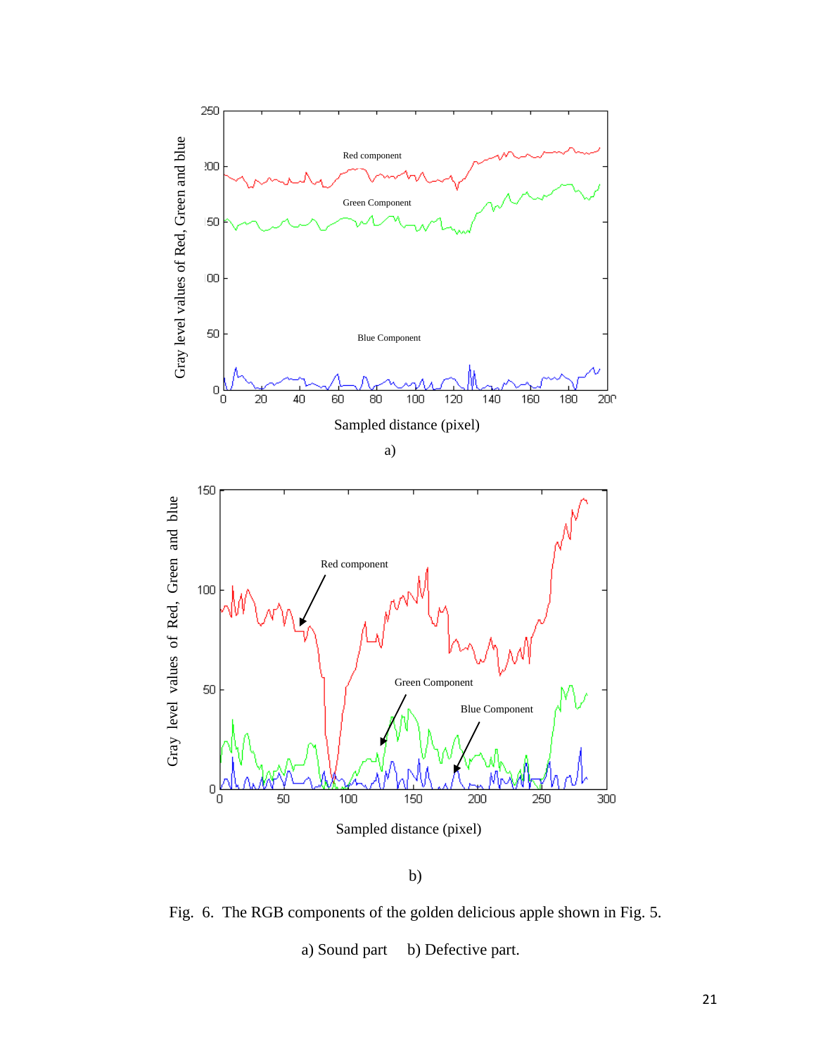a)

b)

Fig. 6. The RGB components of the golden delicious apple shown in Fig. 5.

a) Sound part    b) Defective part.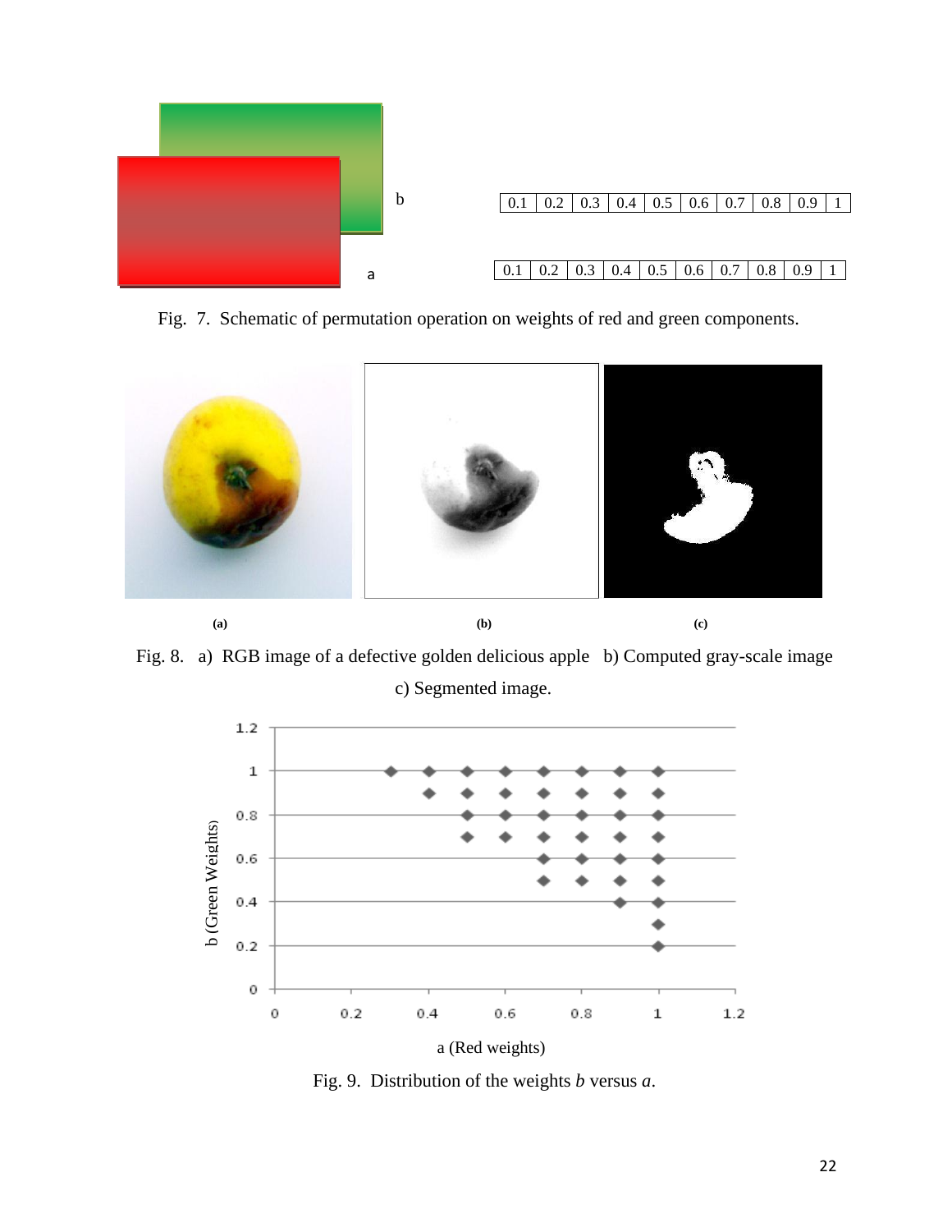Fig. 7. Schematic of permutation operation on weights of red and green components.

Fig. 8. a) RGB image of a defective golden delicious apple b) Computed gray-scale image c) Segmented image.

Fig. 9. Distribution of the weights $b$ versus $a$.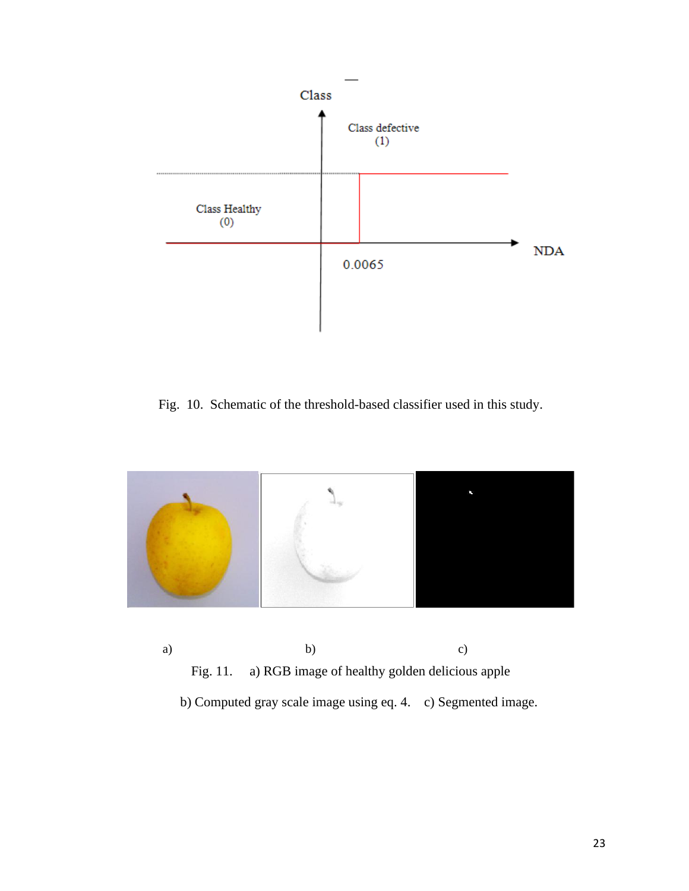Class

Class defective
(1)

Class Healthy
(0)

0.0065

NDA

Fig. 10. Schematic of the threshold-based classifier used in this study.

a) b) c)

Fig. 11. a) RGB image of healthy golden delicious apple

b) Computed gray scale image using eq. 4. c) Segmented image.